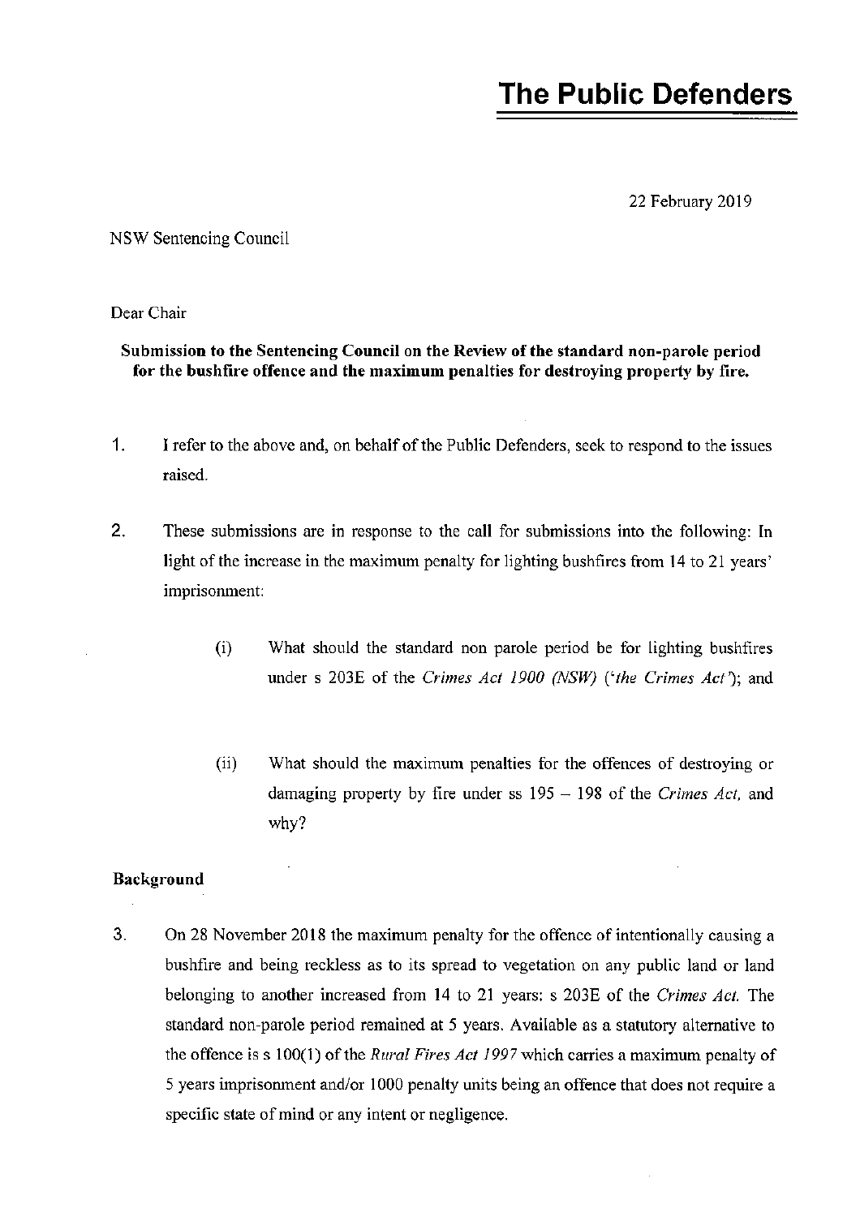# The Public Defenders

22 February 2019

NSW Sentencing Council

Dear Chair

**Submission to the Sentencing Council on the Review of the standard non-parole period for the bushfire offence and the maximum penalties for destroying property by fire.**

1. I refer to the above and, on behalf of the Public Defenders, seek to respond to the issues raised.

2. These submissions are in response to the call for submissions into the following: In light of the increase in the maximum penalty for lighting bushfires from 14 to 21 years' imprisonment:

   (i) What should the standard non parole period be for lighting bushfires under s 203E of the *Crimes Act 1900 (NSW)* (*'the Crimes Act'*); and

   (ii) What should the maximum penalties for the offences of destroying or damaging property by fire under ss 195 – 198 of the *Crimes Act,* and why?

**Background**

3. On 28 November 2018 the maximum penalty for the offence of intentionally causing a bushfire and being reckless as to its spread to vegetation on any public land or land belonging to another increased from 14 to 21 years: s 203E of the *Crimes Act.* The standard non-parole period remained at 5 years. Available as a statutory alternative to the offence is s 100(1) of the *Rural Fires Act 1997* which carries a maximum penalty of 5 years imprisonment and/or 1000 penalty units being an offence that does not require a specific state of mind or any intent or negligence.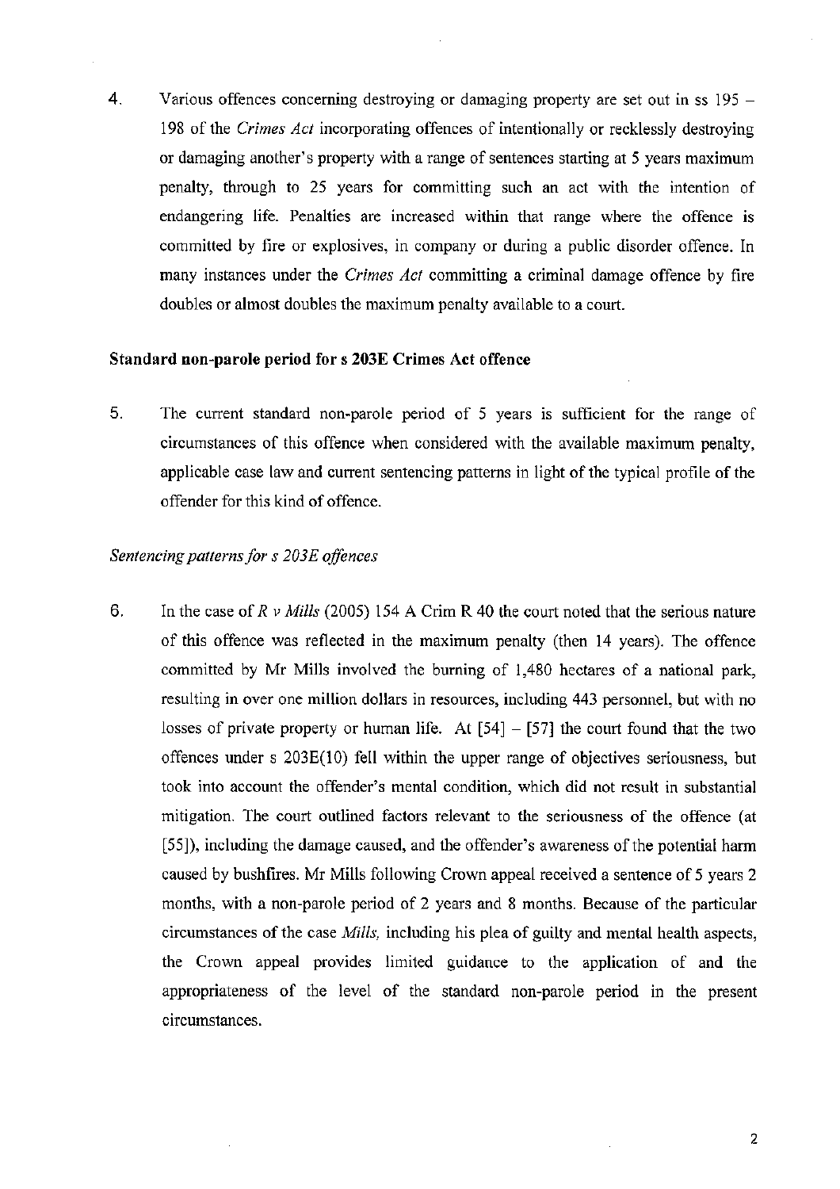4. Various offences concerning destroying or damaging property are set out in ss 195 – 198 of the *Crimes Act* incorporating offences of intentionally or recklessly destroying or damaging another's property with a range of sentences starting at 5 years maximum penalty, through to 25 years for committing such an act with the intention of endangering life. Penalties are increased within that range where the offence is committed by fire or explosives, in company or during a public disorder offence. In many instances under the *Crimes Act* committing a criminal damage offence by fire doubles or almost doubles the maximum penalty available to a court.

**Standard non-parole period for s 203E Crimes Act offence**

5. The current standard non-parole period of 5 years is sufficient for the range of circumstances of this offence when considered with the available maximum penalty, applicable case law and current sentencing patterns in light of the typical profile of the offender for this kind of offence.

*Sentencing patterns for s 203E offences*

6. In the case of *R v Mills* (2005) 154 A Crim R 40 the court noted that the serious nature of this offence was reflected in the maximum penalty (then 14 years). The offence committed by Mr Mills involved the burning of 1,480 hectares of a national park, resulting in over one million dollars in resources, including 443 personnel, but with no losses of private property or human life. At [54] – [57] the court found that the two offences under s 203E(10) fell within the upper range of objectives seriousness, but took into account the offender's mental condition, which did not result in substantial mitigation. The court outlined factors relevant to the seriousness of the offence (at [55]), including the damage caused, and the offender's awareness of the potential harm caused by bushfires. Mr Mills following Crown appeal received a sentence of 5 years 2 months, with a non-parole period of 2 years and 8 months. Because of the particular circumstances of the case *Mills*, including his plea of guilty and mental health aspects, the Crown appeal provides limited guidance to the application of and the appropriateness of the level of the standard non-parole period in the present circumstances.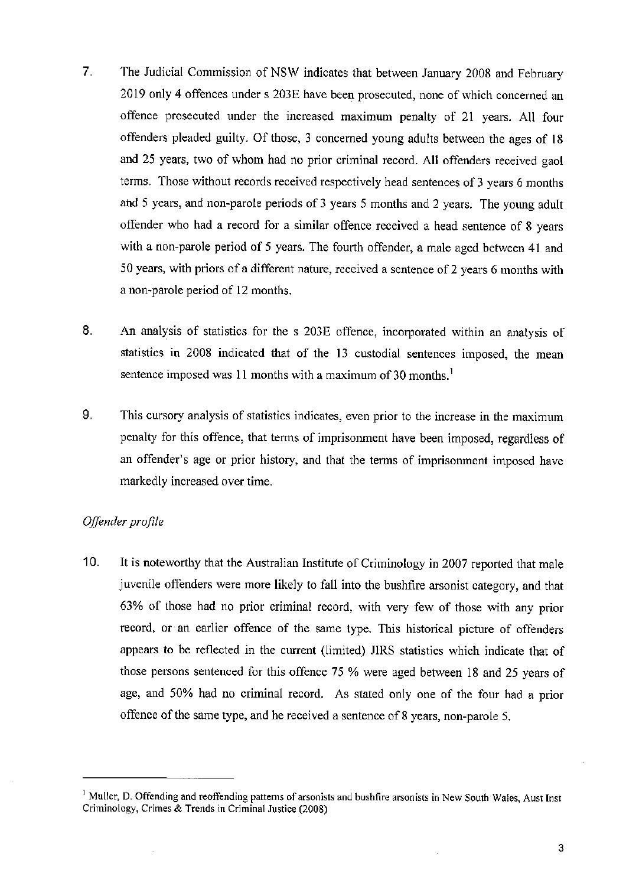7. The Judicial Commission of NSW indicates that between January 2008 and February 2019 only 4 offences under s 203E have been prosecuted, none of which concerned an offence prosecuted under the increased maximum penalty of 21 years. All four offenders pleaded guilty. Of those, 3 concerned young adults between the ages of 18 and 25 years, two of whom had no prior criminal record. All offenders received gaol terms. Those without records received respectively head sentences of 3 years 6 months and 5 years, and non-parole periods of 3 years 5 months and 2 years. The young adult offender who had a record for a similar offence received a head sentence of 8 years with a non-parole period of 5 years. The fourth offender, a male aged between 41 and 50 years, with priors of a different nature, received a sentence of 2 years 6 months with a non-parole period of 12 months.

8. An analysis of statistics for the s 203E offence, incorporated within an analysis of statistics in 2008 indicated that of the 13 custodial sentences imposed, the mean sentence imposed was 11 months with a maximum of 30 months.[1]

9. This cursory analysis of statistics indicates, even prior to the increase in the maximum penalty for this offence, that terms of imprisonment have been imposed, regardless of an offender's age or prior history, and that the terms of imprisonment imposed have markedly increased over time.

*Offender profile*

10. It is noteworthy that the Australian Institute of Criminology in 2007 reported that male juvenile offenders were more likely to fall into the bushfire arsonist category, and that 63% of those had no prior criminal record, with very few of those with any prior record, or an earlier offence of the same type. This historical picture of offenders appears to be reflected in the current (limited) JIRS statistics which indicate that of those persons sentenced for this offence 75 % were aged between 18 and 25 years of age, and 50% had no criminal record. As stated only one of the four had a prior offence of the same type, and he received a sentence of 8 years, non-parole 5.

---

[1] Muller, D. Offending and reoffending patterns of arsonists and bushfire arsonists in New South Wales, Aust Inst Criminology, Crimes & Trends in Criminal Justice (2008)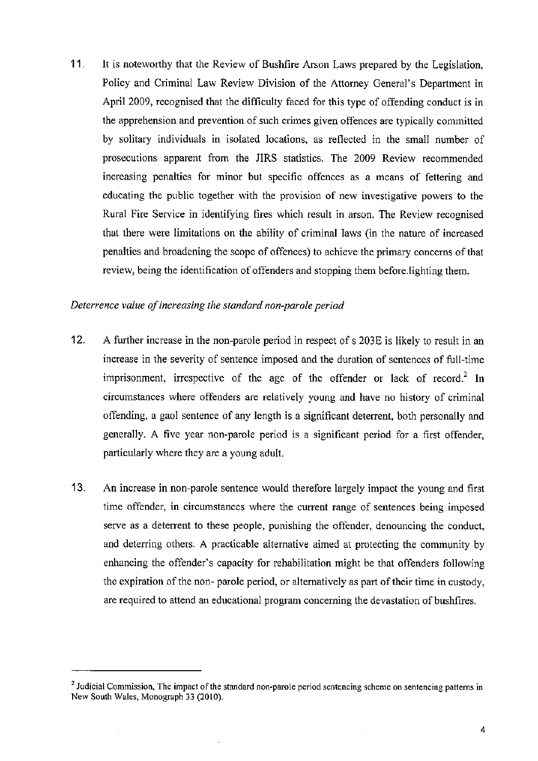11. It is noteworthy that the Review of Bushfire Arson Laws prepared by the Legislation, Policy and Criminal Law Review Division of the Attorney General's Department in April 2009, recognised that the difficulty faced for this type of offending conduct is in the apprehension and prevention of such crimes given offences are typically committed by solitary individuals in isolated locations, as reflected in the small number of prosecutions apparent from the JIRS statistics. The 2009 Review recommended increasing penalties for minor but specific offences as a means of fettering and educating the public together with the provision of new investigative powers to the Rural Fire Service in identifying fires which result in arson. The Review recognised that there were limitations on the ability of criminal laws (in the nature of increased penalties and broadening the scope of offences) to achieve the primary concerns of that review, being the identification of offenders and stopping them before.lighting them.

*Deterrence value of increasing the standard non-parole period*

12. A further increase in the non-parole period in respect of s 203E is likely to result in an increase in the severity of sentence imposed and the duration of sentences of full-time imprisonment, irrespective of the age of the offender or lack of record.[2] In circumstances where offenders are relatively young and have no history of criminal offending, a gaol sentence of any length is a significant deterrent, both personally and generally. A five year non-parole period is a significant period for a first offender, particularly where they are a young adult.

13. An increase in non-parole sentence would therefore largely impact the young and first time offender, in circumstances where the current range of sentences being imposed serve as a deterrent to these people, punishing the offender, denouncing the conduct, and deterring others. A practicable alternative aimed at protecting the community by enhancing the offender's capacity for rehabilitation might be that offenders following the expiration of the non- parole period, or alternatively as part of their time in custody, are required to attend an educational program concerning the devastation of bushfires.

---

[2] Judicial Commission, The impact of the standard non-parole period sentencing scheme on sentencing patterns in New South Wales, Monograph 33 (2010).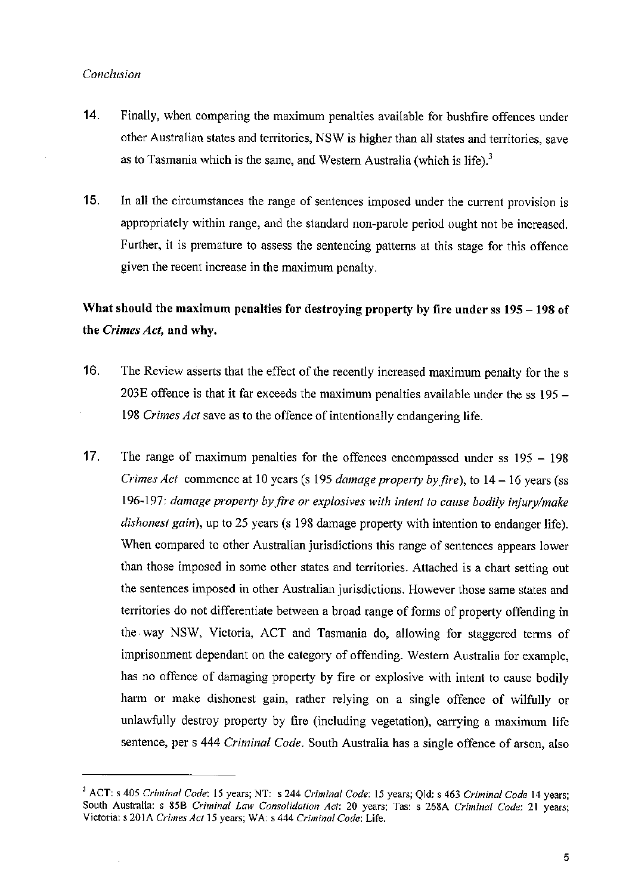*Conclusion*

14. Finally, when comparing the maximum penalties available for bushfire offences under other Australian states and territories, NSW is higher than all states and territories, save as to Tasmania which is the same, and Western Australia (which is life).[3]

15. In all the circumstances the range of sentences imposed under the current provision is appropriately within range, and the standard non-parole period ought not be increased. Further, it is premature to assess the sentencing patterns at this stage for this offence given the recent increase in the maximum penalty.

**What should the maximum penalties for destroying property by fire under ss 195 – 198 of the *Crimes Act*, and why.**

16. The Review asserts that the effect of the recently increased maximum penalty for the s 203E offence is that it far exceeds the maximum penalties available under the ss 195 – 198 *Crimes Act* save as to the offence of intentionally endangering life.

17. The range of maximum penalties for the offences encompassed under ss 195 – 198 *Crimes Act* commence at 10 years (s 195 *damage property by fire*), to 14 – 16 years (ss 196-197: *damage property by fire or explosives with intent to cause bodily injury/make dishonest gain*), up to 25 years (s 198 damage property with intention to endanger life). When compared to other Australian jurisdictions this range of sentences appears lower than those imposed in some other states and territories. Attached is a chart setting out the sentences imposed in other Australian jurisdictions. However those same states and territories do not differentiate between a broad range of forms of property offending in the way NSW, Victoria, ACT and Tasmania do, allowing for staggered terms of imprisonment dependant on the category of offending. Western Australia for example, has no offence of damaging property by fire or explosive with intent to cause bodily harm or make dishonest gain, rather relying on a single offence of wilfully or unlawfully destroy property by fire (including vegetation), carrying a maximum life sentence, per s 444 *Criminal Code*. South Australia has a single offence of arson, also

---

[3] ACT: s 405 *Criminal Code*: 15 years; NT: s 244 *Criminal Code*: 15 years; Qld: s 463 *Criminal Code* 14 years; South Australia: s 85B *Criminal Law Consolidation Act*: 20 years; Tas: s 268A *Criminal Code*: 21 years; Victoria: s 201A *Crimes Act* 15 years; WA: s 444 *Criminal Code*: Life.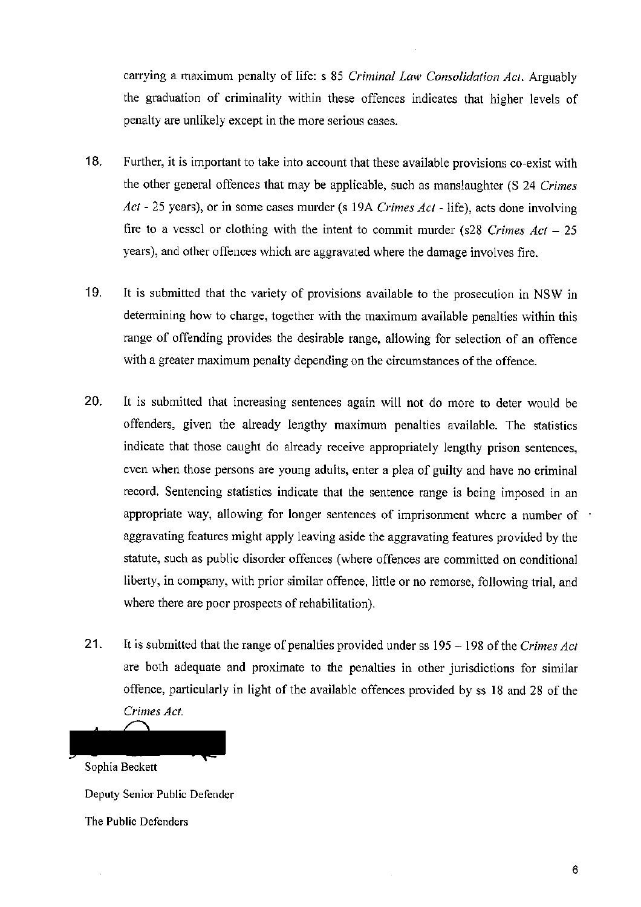carrying a maximum penalty of life: s 85 *Criminal Law Consolidation Act*. Arguably the graduation of criminality within these offences indicates that higher levels of penalty are unlikely except in the more serious cases.

18. Further, it is important to take into account that these available provisions co-exist with the other general offences that may be applicable, such as manslaughter (S 24 *Crimes Act* - 25 years), or in some cases murder (s 19A *Crimes Act* - life), acts done involving fire to a vessel or clothing with the intent to commit murder (s28 *Crimes Act* – 25 years), and other offences which are aggravated where the damage involves fire.

19. It is submitted that the variety of provisions available to the prosecution in NSW in determining how to charge, together with the maximum available penalties within this range of offending provides the desirable range, allowing for selection of an offence with a greater maximum penalty depending on the circumstances of the offence.

20. It is submitted that increasing sentences again will not do more to deter would be offenders, given the already lengthy maximum penalties available. The statistics indicate that those caught do already receive appropriately lengthy prison sentences, even when those persons are young adults, enter a plea of guilty and have no criminal record. Sentencing statistics indicate that the sentence range is being imposed in an appropriate way, allowing for longer sentences of imprisonment where a number of aggravating features might apply leaving aside the aggravating features provided by the statute, such as public disorder offences (where offences are committed on conditional liberty, in company, with prior similar offence, little or no remorse, following trial, and where there are poor prospects of rehabilitation).

21. It is submitted that the range of penalties provided under ss 195 – 198 of the *Crimes Act* are both adequate and proximate to the penalties in other jurisdictions for similar offence, particularly in light of the available offences provided by ss 18 and 28 of the *Crimes Act*.

Sophia Beckett

Deputy Senior Public Defender

The Public Defenders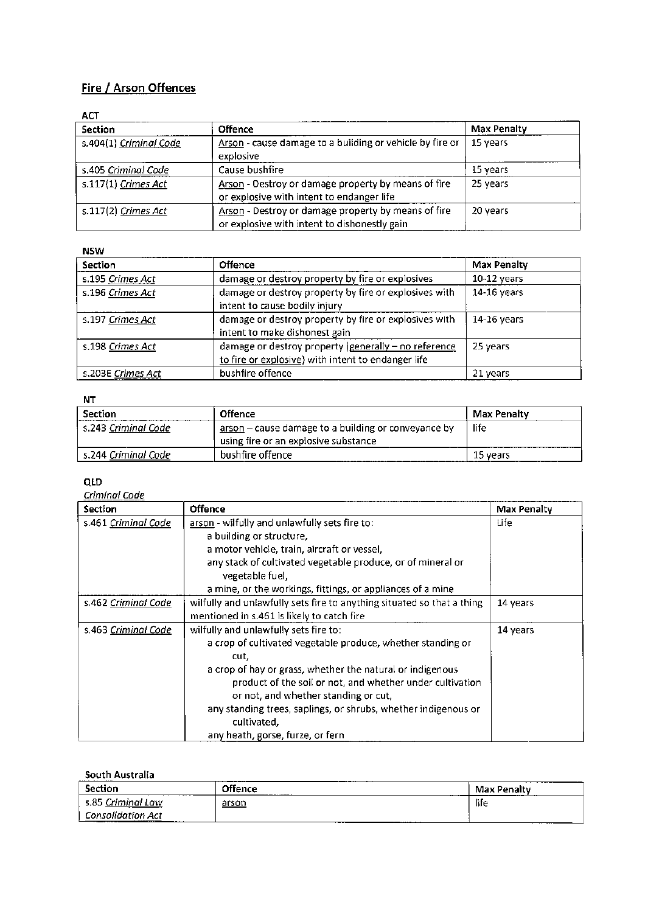## Fire / Arson Offences

ACT

| Section | Offence | Max Penalty |
|---|---|---|
| s.404(1) *Criminal Code* | Arson - cause damage to a building or vehicle by fire or explosive | 15 years |
| s.405 *Criminal Code* | Cause bushfire | 15 years |
| s.117(1) *Crimes Act* | Arson - Destroy or damage property by means of fire or explosive with intent to endanger life | 25 years |
| s.117(2) *Crimes Act* | Arson - Destroy or damage property by means of fire or explosive with intent to dishonestly gain | 20 years |

NSW

| Section | Offence | Max Penalty |
|---|---|---|
| s.195 *Crimes Act* | damage or destroy property by fire or explosives | 10-12 years |
| s.196 *Crimes Act* | damage or destroy property by fire or explosives with intent to cause bodily injury | 14-16 years |
| s.197 *Crimes Act* | damage or destroy property by fire or explosives with intent to make dishonest gain | 14-16 years |
| s.198 *Crimes Act* | damage or destroy property (generally – no reference to fire or explosive) with intent to endanger life | 25 years |
| s.203E *Crimes Act* | bushfire offence | 21 years |

NT

| Section | Offence | Max Penalty |
|---|---|---|
| s.243 *Criminal Code* | arson – cause damage to a building or conveyance by using fire or an explosive substance | life |
| s.244 *Criminal Code* | bushfire offence | 15 years |

QLD

*Criminal Code*

| Section | Offence | Max Penalty |
|---|---|---|
| s.461 *Criminal Code* | arson - wilfully and unlawfully sets fire to: a building or structure, a motor vehicle, train, aircraft or vessel, any stack of cultivated vegetable produce, or of mineral or vegetable fuel, a mine, or the workings, fittings, or appliances of a mine | Life |
| s.462 *Criminal Code* | wilfully and unlawfully sets fire to anything situated so that a thing mentioned in s.461 is likely to catch fire | 14 years |
| s.463 *Criminal Code* | wilfully and unlawfully sets fire to: a crop of cultivated vegetable produce, whether standing or cut, a crop of hay or grass, whether the natural or indigenous product of the soil or not, and whether under cultivation or not, and whether standing or cut, any standing trees, saplings, or shrubs, whether indigenous or cultivated, any heath, gorse, furze, or fern | 14 years |

South Australia

| Section | Offence | Max Penalty |
|---|---|---|
| s.85 *Criminal Law Consolidation Act* | arson | life |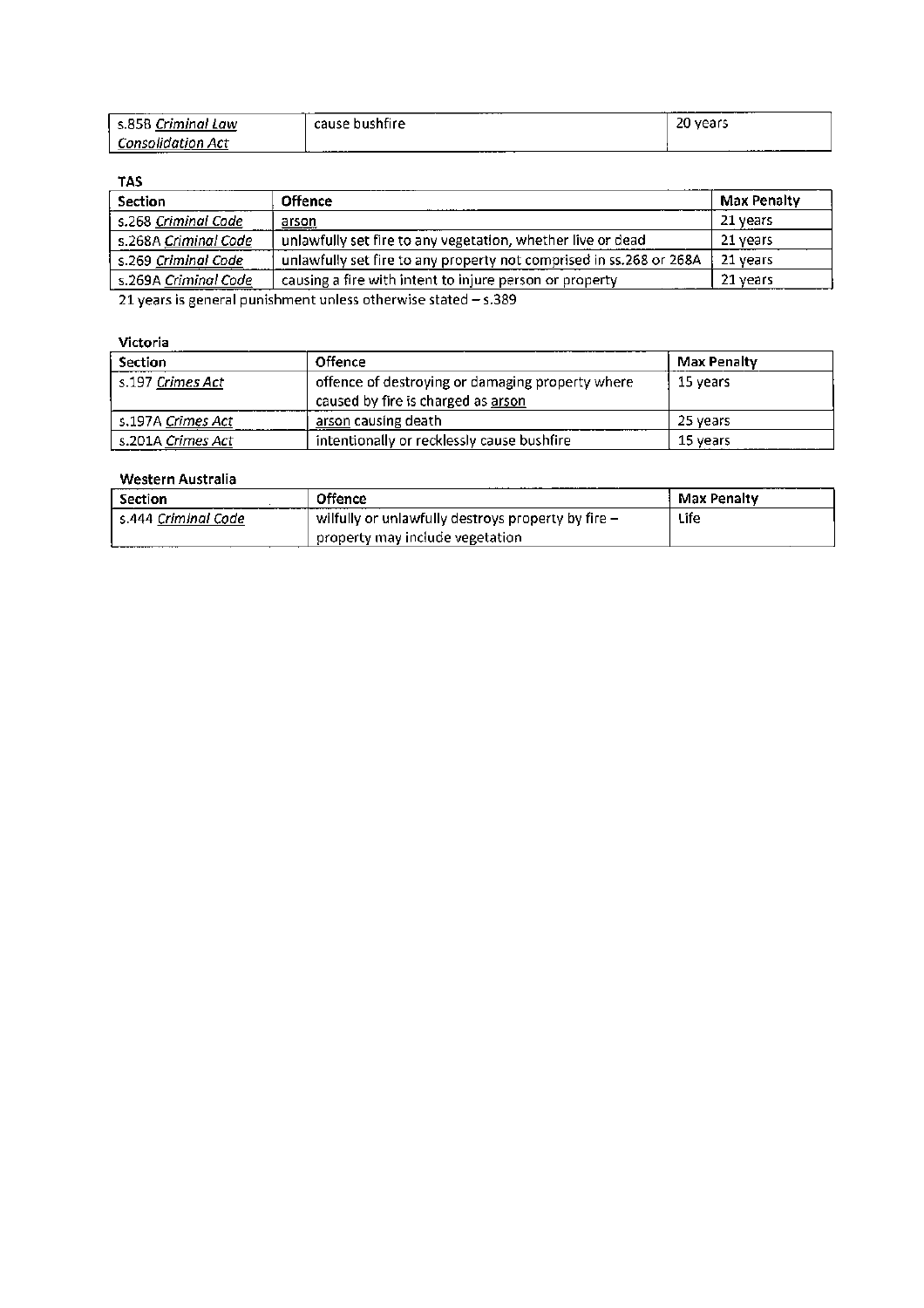| | | |
|---|---|---|
| s.85B *Criminal Law Consolidation Act* | cause bushfire | 20 years |

**TAS**

| Section | Offence | Max Penalty |
|---|---|---|
| s.268 *Criminal Code* | arson | 21 years |
| s.268A *Criminal Code* | unlawfully set fire to any vegetation, whether live or dead | 21 years |
| s.269 *Criminal Code* | unlawfully set fire to any property not comprised in ss.268 or 268A | 21 years |
| s.269A *Criminal Code* | causing a fire with intent to injure person or property | 21 years |

21 years is general punishment unless otherwise stated – s.389

**Victoria**

| Section | Offence | Max Penalty |
|---|---|---|
| s.197 *Crimes Act* | offence of destroying or damaging property where caused by fire is charged as arson | 15 years |
| s.197A *Crimes Act* | arson causing death | 25 years |
| s.201A *Crimes Act* | intentionally or recklessly cause bushfire | 15 years |

**Western Australia**

| Section | Offence | Max Penalty |
|---|---|---|
| s.444 *Criminal Code* | wilfully or unlawfully destroys property by fire – property may include vegetation | Life |